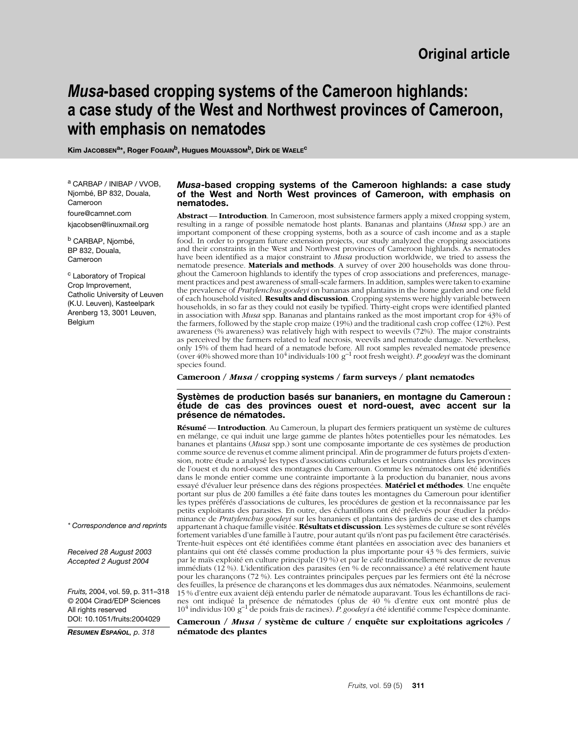Original article

# *Musa*-based cropping systems of the Cameroon highlands: a case study of the West and Northwest provinces of Cameroon, with emphasis on nematodes

Kim Jacobsen[a*], Roger Fogain[b], Hugues Mouassom[b], Dirk de Waele[c]

[a] CARBAP / INIBAP / VVOB, Njombé, BP 832, Douala, Cameroon
foure@camnet.com
kjacobsen@linuxmail.org

[b] CARBAP, Njombé, BP 832, Douala, Cameroon

[c] Laboratory of Tropical Crop Improvement, Catholic University of Leuven (K.U. Leuven), Kasteelpark Arenberg 13, 3001 Leuven, Belgium

\* Correspondence and reprints

Received 28 August 2003
Accepted 2 August 2004

*Fruits,* 2004, vol. 59, p. 311–318
© 2004 Cirad/EDP Sciences
All rights reserved
DOI: 10.1051/fruits:2004029

*Resumen Español, p. 318*

## *Musa*-based cropping systems of the Cameroon highlands: a case study of the West and North West provinces of Cameroon, with emphasis on nematodes.

**Abstract** — **Introduction**. In Cameroon, most subsistence farmers apply a mixed cropping system, resulting in a range of possible nematode host plants. Bananas and plantains (*Musa* spp.) are an important component of these cropping systems, both as a source of cash income and as a staple food. In order to program future extension projects, our study analyzed the cropping associations and their constraints in the West and Northwest provinces of Cameroon highlands. As nematodes have been identified as a major constraint to *Musa* production worldwide, we tried to assess the nematode presence. **Materials and methods**. A survey of over 200 households was done throughout the Cameroon highlands to identify the types of crop associations and preferences, management practices and pest awareness of small-scale farmers. In addition, samples were taken to examine the prevalence of *Pratylenchus goodeyi* on bananas and plantains in the home garden and one field of each household visited. **Results and discussion**. Cropping systems were highly variable between households, in so far as they could not easily be typified. Thirty-eight crops were identified planted in association with *Musa* spp. Bananas and plantains ranked as the most important crop for 43% of the farmers, followed by the staple crop maize (19%) and the traditional cash crop coffee (12%). Pest awareness (% awareness) was relatively high with respect to weevils (72%). The major constraints as perceived by the farmers related to leaf necrosis, weevils and nematode damage. Nevertheless, only 15% of them had heard of a nematode before. All root samples revealed nematode presence (over 40% showed more than $10^4$ individuals·100 $g^{-1}$ root fresh weight). *P. goodeyi* was the dominant species found.

**Cameroon / *Musa* / cropping systems / farm surveys / plant nematodes**

## Systèmes de production basés sur bananiers, en montagne du Cameroun : étude de cas des provinces ouest et nord-ouest, avec accent sur la présence de nématodes.

**Résumé** — **Introduction**. Au Cameroun, la plupart des fermiers pratiquent un système de cultures en mélange, ce qui induit une large gamme de plantes hôtes potentielles pour les nématodes. Les bananes et plantains (*Musa* spp.) sont une composante importante de ces systèmes de production comme source de revenus et comme aliment principal. Afin de programmer de futurs projets d'extension, notre étude a analysé les types d'associations culturales et leurs contraintes dans les provinces de l'ouest et du nord-ouest des montagnes du Cameroun. Comme les nématodes ont été identifiés dans le monde entier comme une contrainte importante à la production du bananier, nous avons essayé d'évaluer leur présence dans des régions prospectées. **Matériel et méthodes**. Une enquête portant sur plus de 200 familles a été faite dans toutes les montagnes du Cameroun pour identifier les types préférés d'associations de cultures, les procédures de gestion et la reconnaissance par les petits exploitants des parasites. En outre, des échantillons ont été prélevés pour étudier la prédominance de *Pratylenchus goodeyi* sur les bananiers et plantains des jardins de case et des champs appartenant à chaque famille visitée. **Résultats et discussion**. Les systèmes de culture se sont révélés fortement variables d'une famille à l'autre, pour autant qu'ils n'ont pas pu facilement être caractérisés. Trente-huit espèces ont été identifiées comme étant plantées en association avec des bananiers et plantains qui ont été classés comme production la plus importante pour 43 % des fermiers, suivie par le maïs exploité en culture principale (19 %) et par le café traditionnellement source de revenus immédiats (12 %). L'identification des parasites (en % de reconnaissance) a été relativement haute pour les charançons (72 %). Les contraintes principales perçues par les fermiers ont été la nécrose des feuilles, la présence de charançons et les dommages dus aux nématodes. Néanmoins, seulement 15 % d'entre eux avaient déjà entendu parler de nématode auparavant. Tous les échantillons de racines ont indiqué la présence de nématodes (plus de 40 % d'entre eux ont montré plus de $10^4$ individus·100 $g^{-1}$ de poids frais de racines). *P. goodeyi* a été identifié comme l'espèce dominante.

**Cameroun / *Musa* / système de culture / enquête sur exploitations agricoles / nématode des plantes**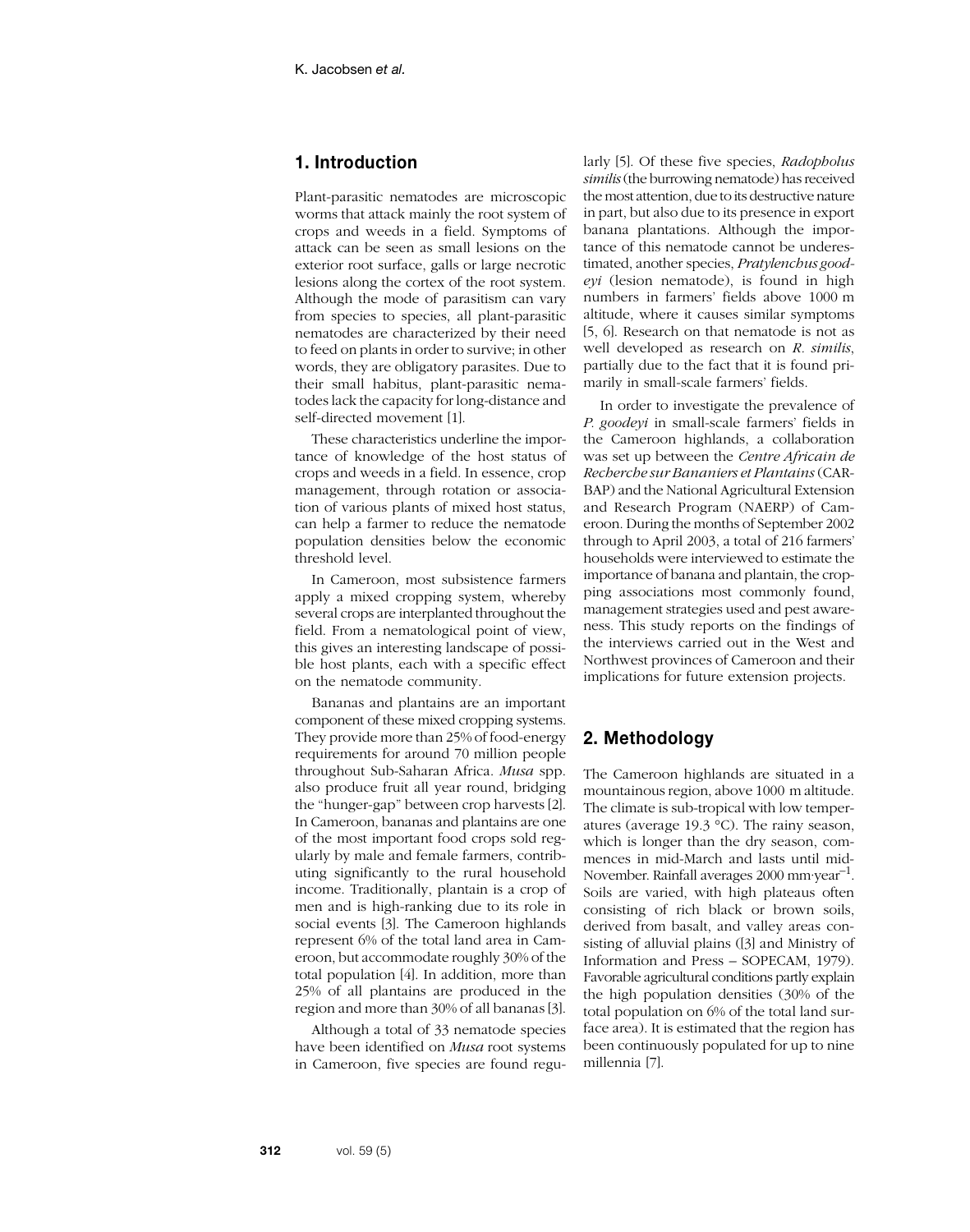## 1. Introduction

Plant-parasitic nematodes are microscopic worms that attack mainly the root system of crops and weeds in a field. Symptoms of attack can be seen as small lesions on the exterior root surface, galls or large necrotic lesions along the cortex of the root system. Although the mode of parasitism can vary from species to species, all plant-parasitic nematodes are characterized by their need to feed on plants in order to survive; in other words, they are obligatory parasites. Due to their small habitus, plant-parasitic nematodes lack the capacity for long-distance and self-directed movement [1].

These characteristics underline the importance of knowledge of the host status of crops and weeds in a field. In essence, crop management, through rotation or association of various plants of mixed host status, can help a farmer to reduce the nematode population densities below the economic threshold level.

In Cameroon, most subsistence farmers apply a mixed cropping system, whereby several crops are interplanted throughout the field. From a nematological point of view, this gives an interesting landscape of possible host plants, each with a specific effect on the nematode community.

Bananas and plantains are an important component of these mixed cropping systems. They provide more than 25% of food-energy requirements for around 70 million people throughout Sub-Saharan Africa. *Musa* spp. also produce fruit all year round, bridging the "hunger-gap" between crop harvests [2]. In Cameroon, bananas and plantains are one of the most important food crops sold regularly by male and female farmers, contributing significantly to the rural household income. Traditionally, plantain is a crop of men and is high-ranking due to its role in social events [3]. The Cameroon highlands represent 6% of the total land area in Cameroon, but accommodate roughly 30% of the total population [4]. In addition, more than 25% of all plantains are produced in the region and more than 30% of all bananas [3].

Although a total of 33 nematode species have been identified on *Musa* root systems in Cameroon, five species are found regularly [5]. Of these five species, *Radopholus similis* (the burrowing nematode) has received the most attention, due to its destructive nature in part, but also due to its presence in export banana plantations. Although the importance of this nematode cannot be underestimated, another species, *Pratylenchus goodeyi* (lesion nematode), is found in high numbers in farmers' fields above 1000 m altitude, where it causes similar symptoms [5, 6]. Research on that nematode is not as well developed as research on *R. similis*, partially due to the fact that it is found primarily in small-scale farmers' fields.

In order to investigate the prevalence of *P. goodeyi* in small-scale farmers' fields in the Cameroon highlands, a collaboration was set up between the *Centre Africain de Recherche sur Bananiers et Plantains* (CARBAP) and the National Agricultural Extension and Research Program (NAERP) of Cameroon. During the months of September 2002 through to April 2003, a total of 216 farmers' households were interviewed to estimate the importance of banana and plantain, the cropping associations most commonly found, management strategies used and pest awareness. This study reports on the findings of the interviews carried out in the West and Northwest provinces of Cameroon and their implications for future extension projects.

## 2. Methodology

The Cameroon highlands are situated in a mountainous region, above 1000 m altitude. The climate is sub-tropical with low temperatures (average 19.3 °C). The rainy season, which is longer than the dry season, commences in mid-March and lasts until mid-November. Rainfall averages 2000 mm·year$^{-1}$. Soils are varied, with high plateaus often consisting of rich black or brown soils, derived from basalt, and valley areas consisting of alluvial plains ([3] and Ministry of Information and Press – SOPECAM, 1979). Favorable agricultural conditions partly explain the high population densities (30% of the total population on 6% of the total land surface area). It is estimated that the region has been continuously populated for up to nine millennia [7].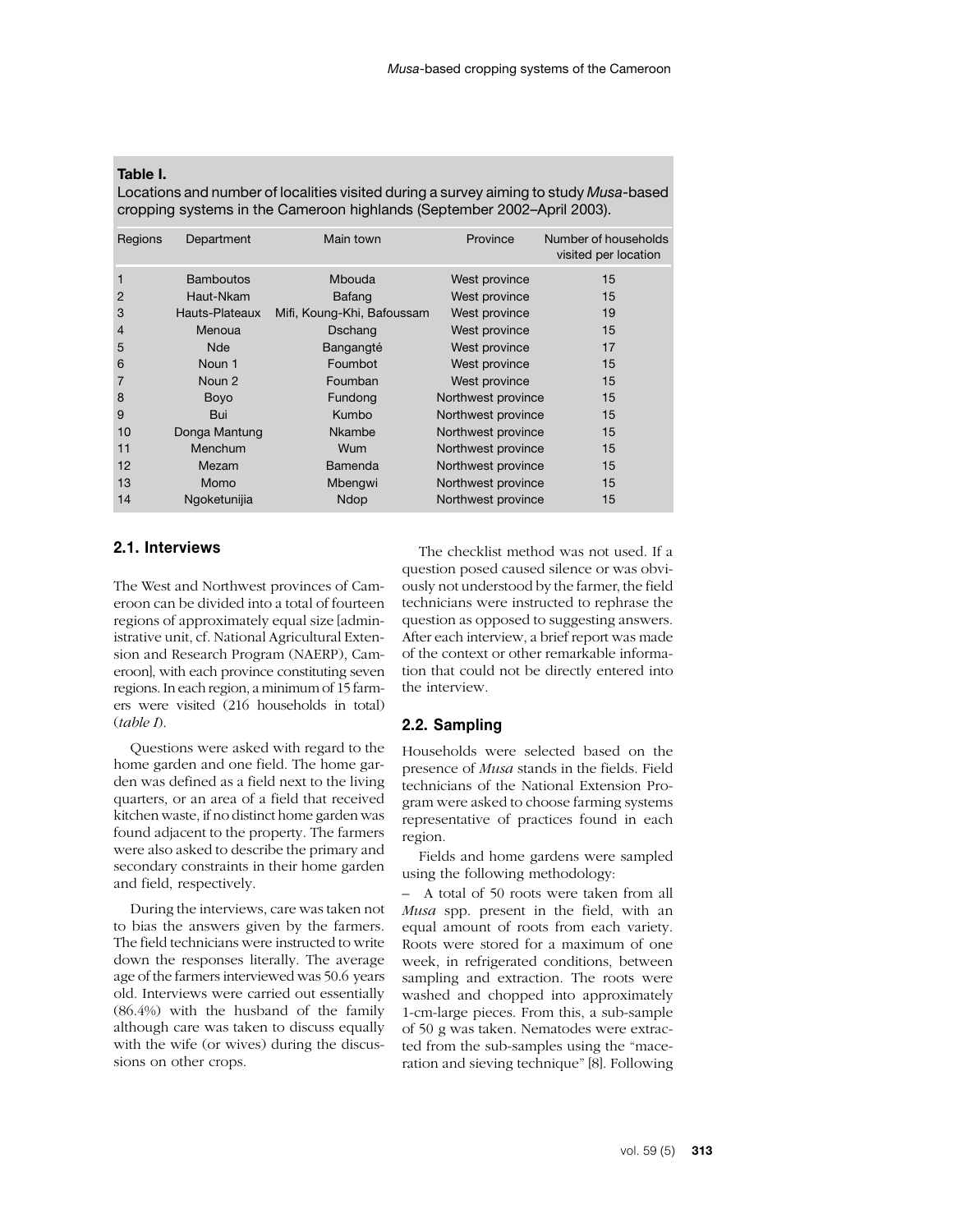**Table I.**
Locations and number of localities visited during a survey aiming to study *Musa*-based cropping systems in the Cameroon highlands (September 2002–April 2003).

| Regions | Department | Main town | Province | Number of households visited per location |
|---|---|---|---|---|
| 1 | Bamboutos | Mbouda | West province | 15 |
| 2 | Haut-Nkam | Bafang | West province | 15 |
| 3 | Hauts-Plateaux | Mifi, Koung-Khi, Bafoussam | West province | 19 |
| 4 | Menoua | Dschang | West province | 15 |
| 5 | Nde | Bangangté | West province | 17 |
| 6 | Noun 1 | Foumbot | West province | 15 |
| 7 | Noun 2 | Foumban | West province | 15 |
| 8 | Boyo | Fundong | Northwest province | 15 |
| 9 | Bui | Kumbo | Northwest province | 15 |
| 10 | Donga Mantung | Nkambe | Northwest province | 15 |
| 11 | Menchum | Wum | Northwest province | 15 |
| 12 | Mezam | Bamenda | Northwest province | 15 |
| 13 | Momo | Mbengwi | Northwest province | 15 |
| 14 | Ngoketunijia | Ndop | Northwest province | 15 |

### 2.1. Interviews

The West and Northwest provinces of Cameroon can be divided into a total of fourteen regions of approximately equal size [administrative unit, cf. National Agricultural Extension and Research Program (NAERP), Cameroon], with each province constituting seven regions. In each region, a minimum of 15 farmers were visited (216 households in total) (*table I*).

Questions were asked with regard to the home garden and one field. The home garden was defined as a field next to the living quarters, or an area of a field that received kitchen waste, if no distinct home garden was found adjacent to the property. The farmers were also asked to describe the primary and secondary constraints in their home garden and field, respectively.

During the interviews, care was taken not to bias the answers given by the farmers. The field technicians were instructed to write down the responses literally. The average age of the farmers interviewed was 50.6 years old. Interviews were carried out essentially (86.4%) with the husband of the family although care was taken to discuss equally with the wife (or wives) during the discussions on other crops.

The checklist method was not used. If a question posed caused silence or was obviously not understood by the farmer, the field technicians were instructed to rephrase the question as opposed to suggesting answers. After each interview, a brief report was made of the context or other remarkable information that could not be directly entered into the interview.

### 2.2. Sampling

Households were selected based on the presence of *Musa* stands in the fields. Field technicians of the National Extension Program were asked to choose farming systems representative of practices found in each region.

Fields and home gardens were sampled using the following methodology:

– A total of 50 roots were taken from all *Musa* spp. present in the field, with an equal amount of roots from each variety. Roots were stored for a maximum of one week, in refrigerated conditions, between sampling and extraction. The roots were washed and chopped into approximately 1-cm-large pieces. From this, a sub-sample of 50 g was taken. Nematodes were extracted from the sub-samples using the "maceration and sieving technique" [8]. Following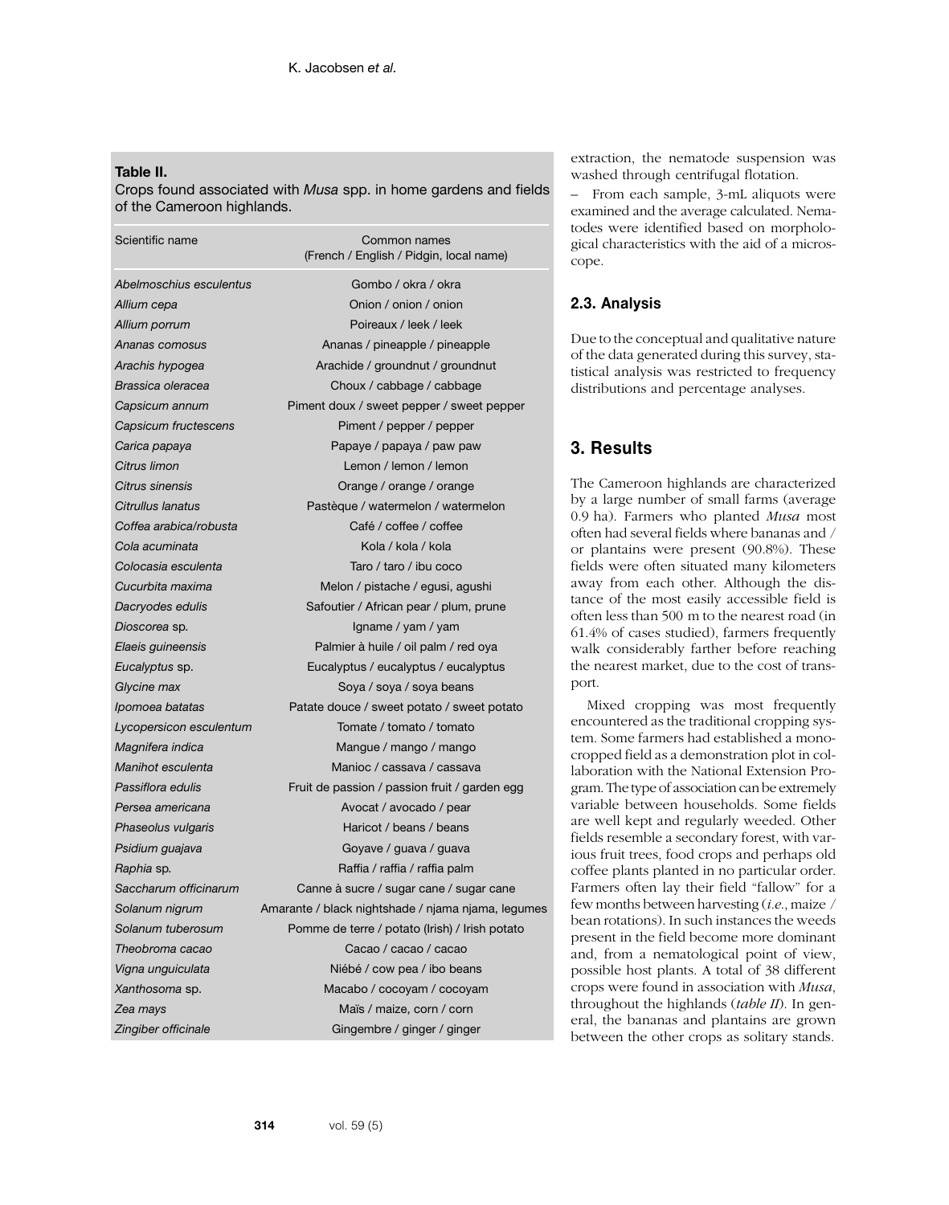**Table II.**
Crops found associated with *Musa* spp. in home gardens and fields of the Cameroon highlands.

| Scientific name | Common names (French / English / Pidgin, local name) |
|---|---|
| *Abelmoschius esculentus* | Gombo / okra / okra |
| *Allium cepa* | Onion / onion / onion |
| *Allium porrum* | Poireaux / leek / leek |
| *Ananas comosus* | Ananas / pineapple / pineapple |
| *Arachis hypogea* | Arachide / groundnut / groundnut |
| *Brassica oleracea* | Choux / cabbage / cabbage |
| *Capsicum annum* | Piment doux / sweet pepper / sweet pepper |
| *Capsicum fructescens* | Piment / pepper / pepper |
| *Carica papaya* | Papaye / papaya / paw paw |
| *Citrus limon* | Lemon / lemon / lemon |
| *Citrus sinensis* | Orange / orange / orange |
| *Citrullus lanatus* | Pastèque / watermelon / watermelon |
| *Coffea arabica/robusta* | Café / coffee / coffee |
| *Cola acuminata* | Kola / kola / kola |
| *Colocasia esculenta* | Taro / taro / ibu coco |
| *Cucurbita maxima* | Melon / pistache / egusi, agushi |
| *Dacryodes edulis* | Safoutier / African pear / plum, prune |
| *Dioscorea* sp. | Igname / yam / yam |
| *Elaeis guineensis* | Palmier à huile / oil palm / red oya |
| *Eucalyptus* sp. | Eucalyptus / eucalyptus / eucalyptus |
| *Glycine max* | Soya / soya / soya beans |
| *Ipomoea batatas* | Patate douce / sweet potato / sweet potato |
| *Lycopersicon esculentum* | Tomate / tomato / tomato |
| *Magnifera indica* | Mangue / mango / mango |
| *Manihot esculenta* | Manioc / cassava / cassava |
| *Passiflora edulis* | Fruit de passion / passion fruit / garden egg |
| *Persea americana* | Avocat / avocado / pear |
| *Phaseolus vulgaris* | Haricot / beans / beans |
| *Psidium guajava* | Goyave / guava / guava |
| *Raphia* sp. | Raffia / raffia / raffia palm |
| *Saccharum officinarum* | Canne à sucre / sugar cane / sugar cane |
| *Solanum nigrum* | Amarante / black nightshade / njama njama, legumes |
| *Solanum tuberosum* | Pomme de terre / potato (Irish) / Irish potato |
| *Theobroma cacao* | Cacao / cacao / cacao |
| *Vigna unguiculata* | Niébé / cow pea / ibo beans |
| *Xanthosoma* sp. | Macabo / cocoyam / cocoyam |
| *Zea mays* | Maïs / maize, corn / corn |
| *Zingiber officinale* | Gingembre / ginger / ginger |

extraction, the nematode suspension was washed through centrifugal flotation.

– From each sample, 3-mL aliquots were examined and the average calculated. Nematodes were identified based on morphological characteristics with the aid of a microscope.

### 2.3. Analysis

Due to the conceptual and qualitative nature of the data generated during this survey, statistical analysis was restricted to frequency distributions and percentage analyses.

## 3. Results

The Cameroon highlands are characterized by a large number of small farms (average 0.9 ha). Farmers who planted *Musa* most often had several fields where bananas and / or plantains were present (90.8%). These fields were often situated many kilometers away from each other. Although the distance of the most easily accessible field is often less than 500 m to the nearest road (in 61.4% of cases studied), farmers frequently walk considerably farther before reaching the nearest market, due to the cost of transport.

Mixed cropping was most frequently encountered as the traditional cropping system. Some farmers had established a monocropped field as a demonstration plot in collaboration with the National Extension Program. The type of association can be extremely variable between households. Some fields are well kept and regularly weeded. Other fields resemble a secondary forest, with various fruit trees, food crops and perhaps old coffee plants planted in no particular order. Farmers often lay their field "fallow" for a few months between harvesting (*i.e.*, maize / bean rotations). In such instances the weeds present in the field become more dominant and, from a nematological point of view, possible host plants. A total of 38 different crops were found in association with *Musa*, throughout the highlands (*table II*). In general, the bananas and plantains are grown between the other crops as solitary stands.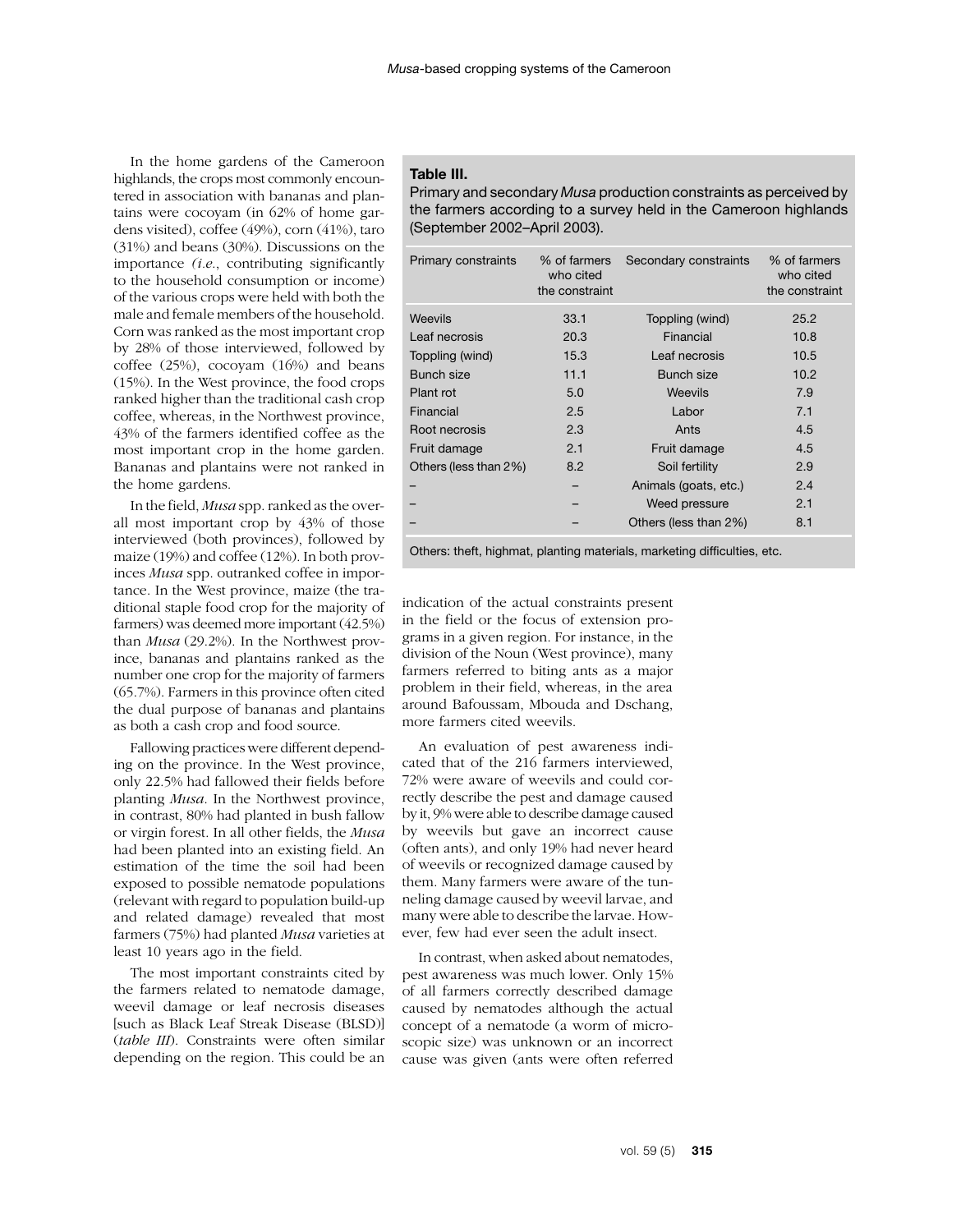In the home gardens of the Cameroon highlands, the crops most commonly encountered in association with bananas and plantains were cocoyam (in 62% of home gardens visited), coffee (49%), corn (41%), taro (31%) and beans (30%). Discussions on the importance *(i.e.*, contributing significantly to the household consumption or income) of the various crops were held with both the male and female members of the household. Corn was ranked as the most important crop by 28% of those interviewed, followed by coffee (25%), cocoyam (16%) and beans (15%). In the West province, the food crops ranked higher than the traditional cash crop coffee, whereas, in the Northwest province, 43% of the farmers identified coffee as the most important crop in the home garden. Bananas and plantains were not ranked in the home gardens.

In the field, *Musa* spp. ranked as the overall most important crop by 43% of those interviewed (both provinces), followed by maize (19%) and coffee (12%). In both provinces *Musa* spp. outranked coffee in importance. In the West province, maize (the traditional staple food crop for the majority of farmers) was deemed more important (42.5%) than *Musa* (29.2%). In the Northwest province, bananas and plantains ranked as the number one crop for the majority of farmers (65.7%). Farmers in this province often cited the dual purpose of bananas and plantains as both a cash crop and food source.

Fallowing practices were different depending on the province. In the West province, only 22.5% had fallowed their fields before planting *Musa*. In the Northwest province, in contrast, 80% had planted in bush fallow or virgin forest. In all other fields, the *Musa* had been planted into an existing field. An estimation of the time the soil had been exposed to possible nematode populations (relevant with regard to population build-up and related damage) revealed that most farmers (75%) had planted *Musa* varieties at least 10 years ago in the field.

The most important constraints cited by the farmers related to nematode damage, weevil damage or leaf necrosis diseases [such as Black Leaf Streak Disease (BLSD)] (*table III*). Constraints were often similar depending on the region. This could be an indication of the actual constraints present in the field or the focus of extension programs in a given region. For instance, in the division of the Noun (West province), many farmers referred to biting ants as a major problem in their field, whereas, in the area around Bafoussam, Mbouda and Dschang, more farmers cited weevils.

**Table III.**
Primary and secondary *Musa* production constraints as perceived by the farmers according to a survey held in the Cameroon highlands (September 2002–April 2003).

| Primary constraints | % of farmers who cited the constraint | Secondary constraints | % of farmers who cited the constraint |
|---|---|---|---|
| Weevils | 33.1 | Toppling (wind) | 25.2 |
| Leaf necrosis | 20.3 | Financial | 10.8 |
| Toppling (wind) | 15.3 | Leaf necrosis | 10.5 |
| Bunch size | 11.1 | Bunch size | 10.2 |
| Plant rot | 5.0 | Weevils | 7.9 |
| Financial | 2.5 | Labor | 7.1 |
| Root necrosis | 2.3 | Ants | 4.5 |
| Fruit damage | 2.1 | Fruit damage | 4.5 |
| Others (less than 2%) | 8.2 | Soil fertility | 2.9 |
| – | – | Animals (goats, etc.) | 2.4 |
| – | – | Weed pressure | 2.1 |
| – | – | Others (less than 2%) | 8.1 |

Others: theft, highmat, planting materials, marketing difficulties, etc.

An evaluation of pest awareness indicated that of the 216 farmers interviewed, 72% were aware of weevils and could correctly describe the pest and damage caused by it, 9% were able to describe damage caused by weevils but gave an incorrect cause (often ants), and only 19% had never heard of weevils or recognized damage caused by them. Many farmers were aware of the tunneling damage caused by weevil larvae, and many were able to describe the larvae. However, few had ever seen the adult insect.

In contrast, when asked about nematodes, pest awareness was much lower. Only 15% of all farmers correctly described damage caused by nematodes although the actual concept of a nematode (a worm of microscopic size) was unknown or an incorrect cause was given (ants were often referred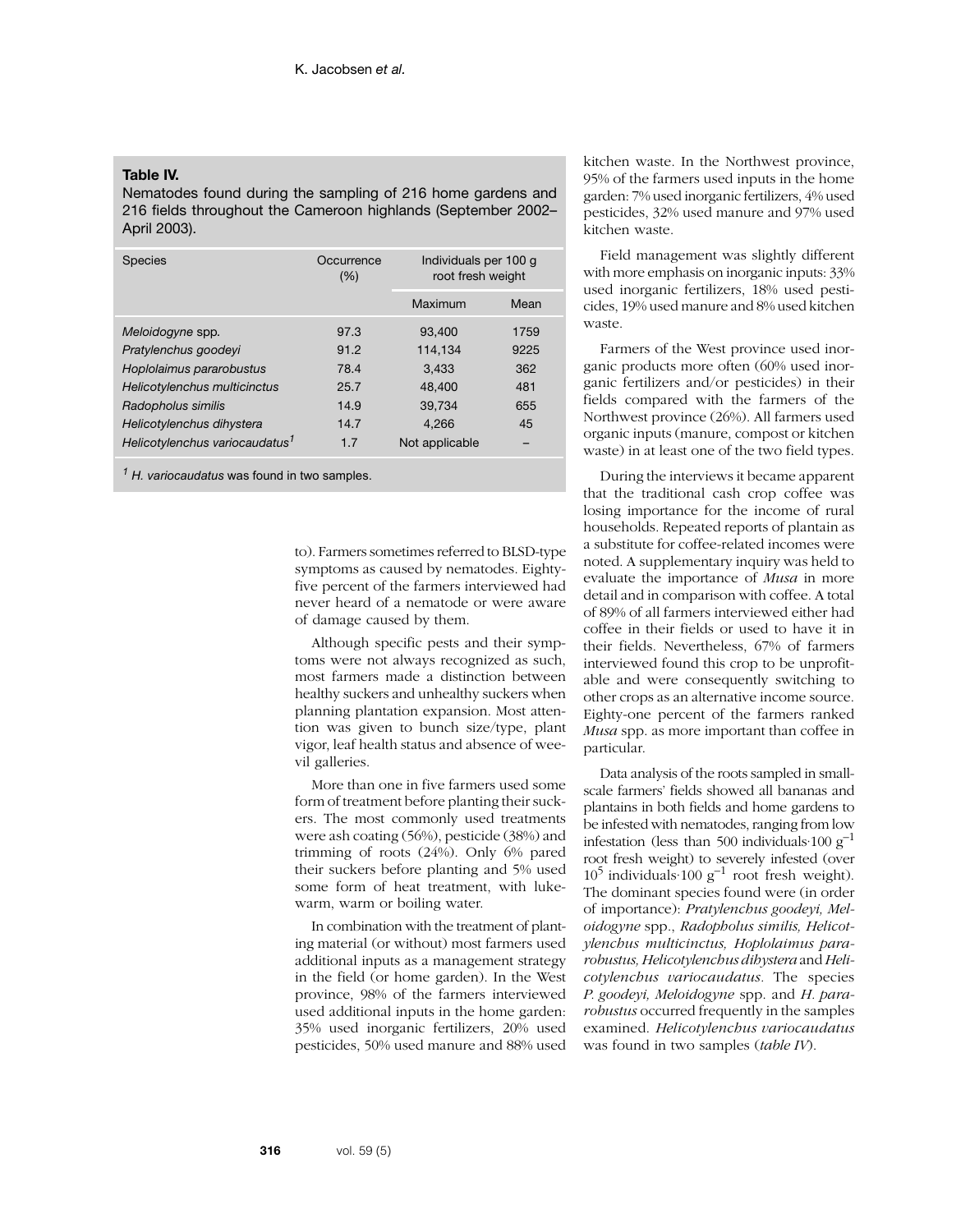**Table IV.**
Nematodes found during the sampling of 216 home gardens and 216 fields throughout the Cameroon highlands (September 2002–April 2003).

| Species | Occurrence (%) | Individuals per 100 g root fresh weight | |
|---|---|---|---|
| | | Maximum | Mean |
| *Meloidogyne* spp. | 97.3 | 93,400 | 1759 |
| *Pratylenchus goodeyi* | 91.2 | 114,134 | 9225 |
| *Hoplolaimus pararobustus* | 78.4 | 3,433 | 362 |
| *Helicotylenchus multicinctus* | 25.7 | 48,400 | 481 |
| *Radopholus similis* | 14.9 | 39,734 | 655 |
| *Helicotylenchus dihystera* | 14.7 | 4,266 | 45 |
| *Helicotylenchus variocaudatus*[1] | 1.7 | Not applicable | – |

[1] *H. variocaudatus* was found in two samples.

to). Farmers sometimes referred to BLSD-type symptoms as caused by nematodes. Eighty-five percent of the farmers interviewed had never heard of a nematode or were aware of damage caused by them.

Although specific pests and their symptoms were not always recognized as such, most farmers made a distinction between healthy suckers and unhealthy suckers when planning plantation expansion. Most attention was given to bunch size/type, plant vigor, leaf health status and absence of weevil galleries.

More than one in five farmers used some form of treatment before planting their suckers. The most commonly used treatments were ash coating (56%), pesticide (38%) and trimming of roots (24%). Only 6% pared their suckers before planting and 5% used some form of heat treatment, with lukewarm, warm or boiling water.

In combination with the treatment of planting material (or without) most farmers used additional inputs as a management strategy in the field (or home garden). In the West province, 98% of the farmers interviewed used additional inputs in the home garden: 35% used inorganic fertilizers, 20% used pesticides, 50% used manure and 88% used kitchen waste. In the Northwest province, 95% of the farmers used inputs in the home garden: 7% used inorganic fertilizers, 4% used pesticides, 32% used manure and 97% used kitchen waste.

Field management was slightly different with more emphasis on inorganic inputs: 33% used inorganic fertilizers, 18% used pesticides, 19% used manure and 8% used kitchen waste.

Farmers of the West province used inorganic products more often (60% used inorganic fertilizers and/or pesticides) in their fields compared with the farmers of the Northwest province (26%). All farmers used organic inputs (manure, compost or kitchen waste) in at least one of the two field types.

During the interviews it became apparent that the traditional cash crop coffee was losing importance for the income of rural households. Repeated reports of plantain as a substitute for coffee-related incomes were noted. A supplementary inquiry was held to evaluate the importance of *Musa* in more detail and in comparison with coffee. A total of 89% of all farmers interviewed either had coffee in their fields or used to have it in their fields. Nevertheless, 67% of farmers interviewed found this crop to be unprofitable and were consequently switching to other crops as an alternative income source. Eighty-one percent of the farmers ranked *Musa* spp. as more important than coffee in particular.

Data analysis of the roots sampled in small-scale farmers' fields showed all bananas and plantains in both fields and home gardens to be infested with nematodes, ranging from low infestation (less than 500 individuals·100 $g^{-1}$ root fresh weight) to severely infested (over $10^5$ individuals·100 $g^{-1}$ root fresh weight). The dominant species found were (in order of importance): *Pratylenchus goodeyi, Meloidogyne* spp., *Radopholus similis, Helicotylenchus multicinctus, Hoplolaimus pararobustus, Helicotylenchus dihystera* and *Helicotylenchus variocaudatus*. The species *P. goodeyi, Meloidogyne* spp. and *H. pararobustus* occurred frequently in the samples examined. *Helicotylenchus variocaudatus* was found in two samples (*table IV*).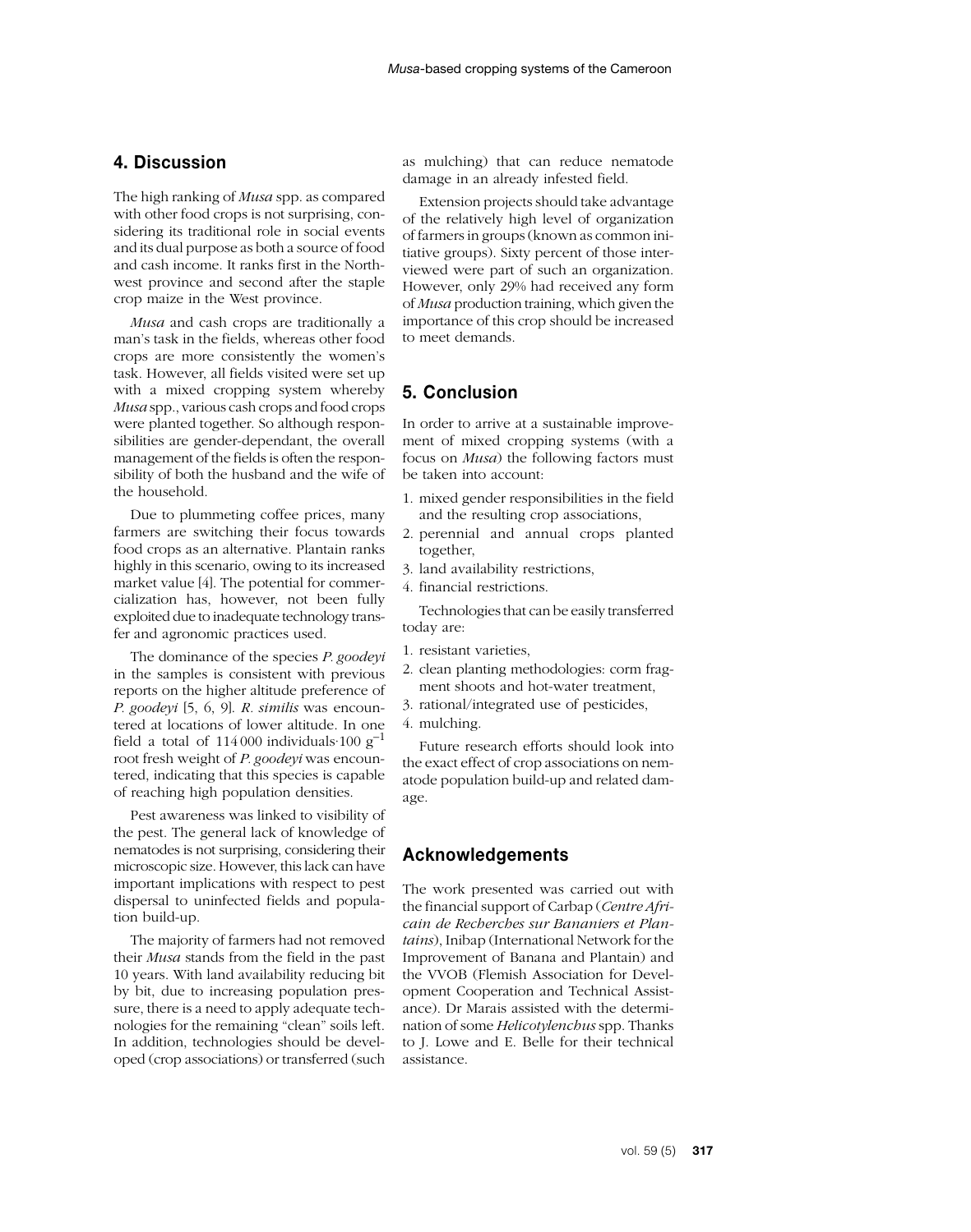## 4. Discussion

The high ranking of *Musa* spp. as compared with other food crops is not surprising, considering its traditional role in social events and its dual purpose as both a source of food and cash income. It ranks first in the Northwest province and second after the staple crop maize in the West province.

*Musa* and cash crops are traditionally a man's task in the fields, whereas other food crops are more consistently the women's task. However, all fields visited were set up with a mixed cropping system whereby *Musa* spp., various cash crops and food crops were planted together. So although responsibilities are gender-dependant, the overall management of the fields is often the responsibility of both the husband and the wife of the household.

Due to plummeting coffee prices, many farmers are switching their focus towards food crops as an alternative. Plantain ranks highly in this scenario, owing to its increased market value [4]. The potential for commercialization has, however, not been fully exploited due to inadequate technology transfer and agronomic practices used.

The dominance of the species *P. goodeyi* in the samples is consistent with previous reports on the higher altitude preference of *P. goodeyi* [5, 6, 9]. *R. similis* was encountered at locations of lower altitude. In one field a total of 114 000 individuals·100 $g^{-1}$ root fresh weight of *P. goodeyi* was encountered, indicating that this species is capable of reaching high population densities.

Pest awareness was linked to visibility of the pest. The general lack of knowledge of nematodes is not surprising, considering their microscopic size. However, this lack can have important implications with respect to pest dispersal to uninfected fields and population build-up.

The majority of farmers had not removed their *Musa* stands from the field in the past 10 years. With land availability reducing bit by bit, due to increasing population pressure, there is a need to apply adequate technologies for the remaining "clean" soils left. In addition, technologies should be developed (crop associations) or transferred (such as mulching) that can reduce nematode damage in an already infested field.

Extension projects should take advantage of the relatively high level of organization of farmers in groups (known as common initiative groups). Sixty percent of those interviewed were part of such an organization. However, only 29% had received any form of *Musa* production training, which given the importance of this crop should be increased to meet demands.

## 5. Conclusion

In order to arrive at a sustainable improvement of mixed cropping systems (with a focus on *Musa*) the following factors must be taken into account:

1. mixed gender responsibilities in the field and the resulting crop associations,
2. perennial and annual crops planted together,
3. land availability restrictions,
4. financial restrictions.

Technologies that can be easily transferred today are:

1. resistant varieties,
2. clean planting methodologies: corm fragment shoots and hot-water treatment,
3. rational/integrated use of pesticides,
4. mulching.

Future research efforts should look into the exact effect of crop associations on nematode population build-up and related damage.

## Acknowledgements

The work presented was carried out with the financial support of Carbap (*Centre Africain de Recherches sur Bananiers et Plantains*), Inibap (International Network for the Improvement of Banana and Plantain) and the VVOB (Flemish Association for Development Cooperation and Technical Assistance). Dr Marais assisted with the determination of some *Helicotylenchus* spp. Thanks to J. Lowe and E. Belle for their technical assistance.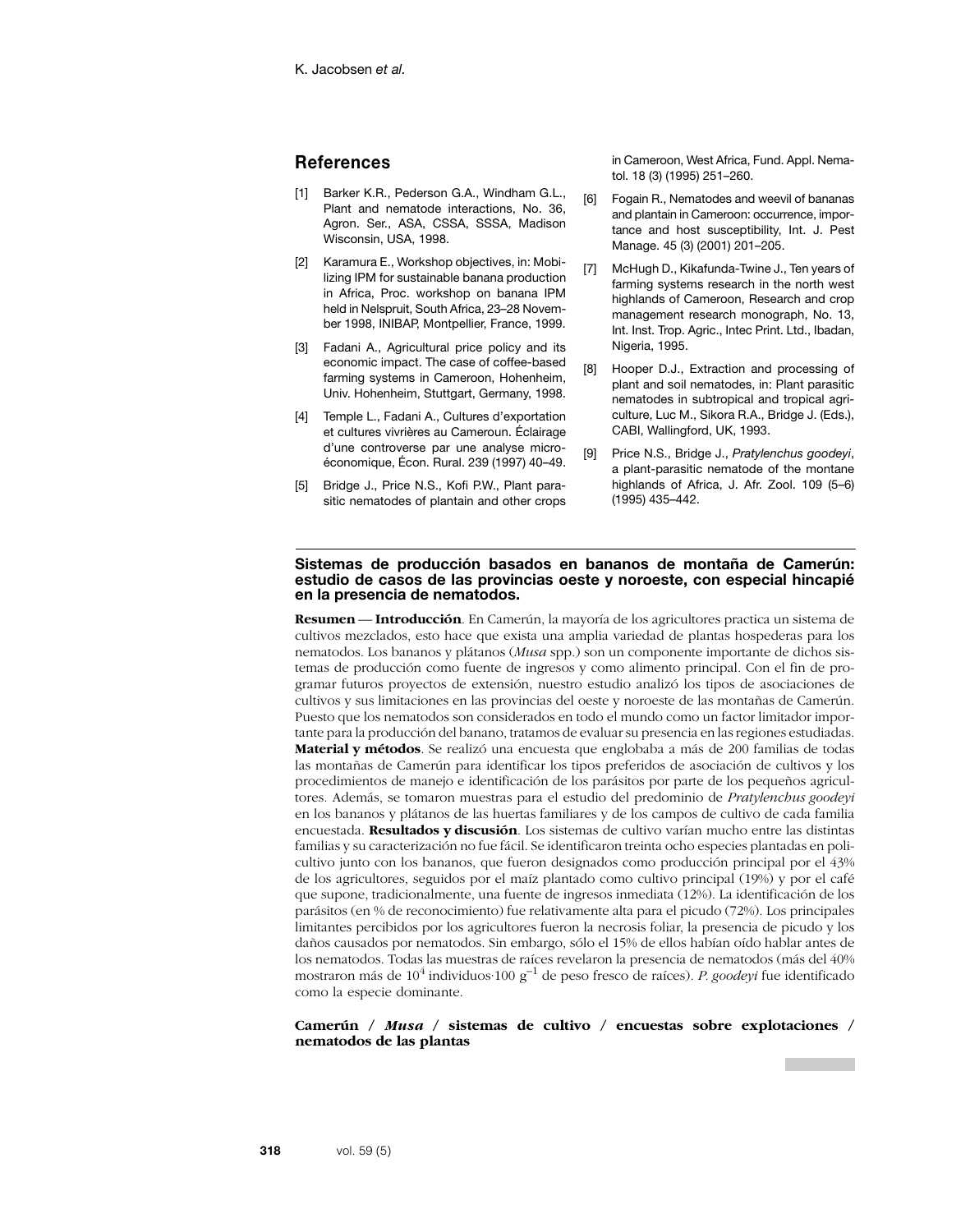## References

[1] Barker K.R., Pederson G.A., Windham G.L., Plant and nematode interactions, No. 36, Agron. Ser., ASA, CSSA, SSSA, Madison Wisconsin, USA, 1998.

[2] Karamura E., Workshop objectives, in: Mobilizing IPM for sustainable banana production in Africa, Proc. workshop on banana IPM held in Nelspruit, South Africa, 23–28 November 1998, INIBAP, Montpellier, France, 1999.

[3] Fadani A., Agricultural price policy and its economic impact. The case of coffee-based farming systems in Cameroon, Hohenheim, Univ. Hohenheim, Stuttgart, Germany, 1998.

[4] Temple L., Fadani A., Cultures d'exportation et cultures vivrières au Cameroun. Éclairage d'une controverse par une analyse micro-économique, Écon. Rural. 239 (1997) 40–49.

[5] Bridge J., Price N.S., Kofi P.W., Plant parasitic nematodes of plantain and other crops in Cameroon, West Africa, Fund. Appl. Nematol. 18 (3) (1995) 251–260.

[6] Fogain R., Nematodes and weevil of bananas and plantain in Cameroon: occurrence, importance and host susceptibility, Int. J. Pest Manage. 45 (3) (2001) 201–205.

[7] McHugh D., Kikafunda-Twine J., Ten years of farming systems research in the north west highlands of Cameroon, Research and crop management research monograph, No. 13, Int. Inst. Trop. Agric., Intec Print. Ltd., Ibadan, Nigeria, 1995.

[8] Hooper D.J., Extraction and processing of plant and soil nematodes, in: Plant parasitic nematodes in subtropical and tropical agriculture, Luc M., Sikora R.A., Bridge J. (Eds.), CABI, Wallingford, UK, 1993.

[9] Price N.S., Bridge J., *Pratylenchus goodeyi*, a plant-parasitic nematode of the montane highlands of Africa, J. Afr. Zool. 109 (5–6) (1995) 435–442.

### Sistemas de producción basados en bananos de montaña de Camerún: estudio de casos de las provincias oeste y noroeste, con especial hincapié en la presencia de nematodos.

**Resumen** — **Introducción**. En Camerún, la mayoría de los agricultores practica un sistema de cultivos mezclados, esto hace que exista una amplia variedad de plantas hospederas para los nematodos. Los bananos y plátanos (*Musa* spp.) son un componente importante de dichos sistemas de producción como fuente de ingresos y como alimento principal. Con el fin de programar futuros proyectos de extensión, nuestro estudio analizó los tipos de asociaciones de cultivos y sus limitaciones en las provincias del oeste y noroeste de las montañas de Camerún. Puesto que los nematodos son considerados en todo el mundo como un factor limitador importante para la producción del banano, tratamos de evaluar su presencia en las regiones estudiadas. **Material y métodos**. Se realizó una encuesta que englobaba a más de 200 familias de todas las montañas de Camerún para identificar los tipos preferidos de asociación de cultivos y los procedimientos de manejo e identificación de los parásitos por parte de los pequeños agricultores. Además, se tomaron muestras para el estudio del predominio de *Pratylenchus goodeyi* en los bananos y plátanos de las huertas familiares y de los campos de cultivo de cada familia encuestada. **Resultados y discusión**. Los sistemas de cultivo varían mucho entre las distintas familias y su caracterización no fue fácil. Se identificaron treinta ocho especies plantadas en policultivo junto con los bananos, que fueron designados como producción principal por el 43% de los agricultores, seguidos por el maíz plantado como cultivo principal (19%) y por el café que supone, tradicionalmente, una fuente de ingresos inmediata (12%). La identificación de los parásitos (en % de reconocimiento) fue relativamente alta para el picudo (72%). Los principales limitantes percibidos por los agricultores fueron la necrosis foliar, la presencia de picudo y los daños causados por nematodos. Sin embargo, sólo el 15% de ellos habían oído hablar antes de los nematodos. Todas las muestras de raíces revelaron la presencia de nematodos (más del 40% mostraron más de $10^4$ individuos·100 $g^{-1}$ de peso fresco de raíces). *P. goodeyi* fue identificado como la especie dominante.

**Camerún / *Musa* / sistemas de cultivo / encuestas sobre explotaciones / nematodos de las plantas**